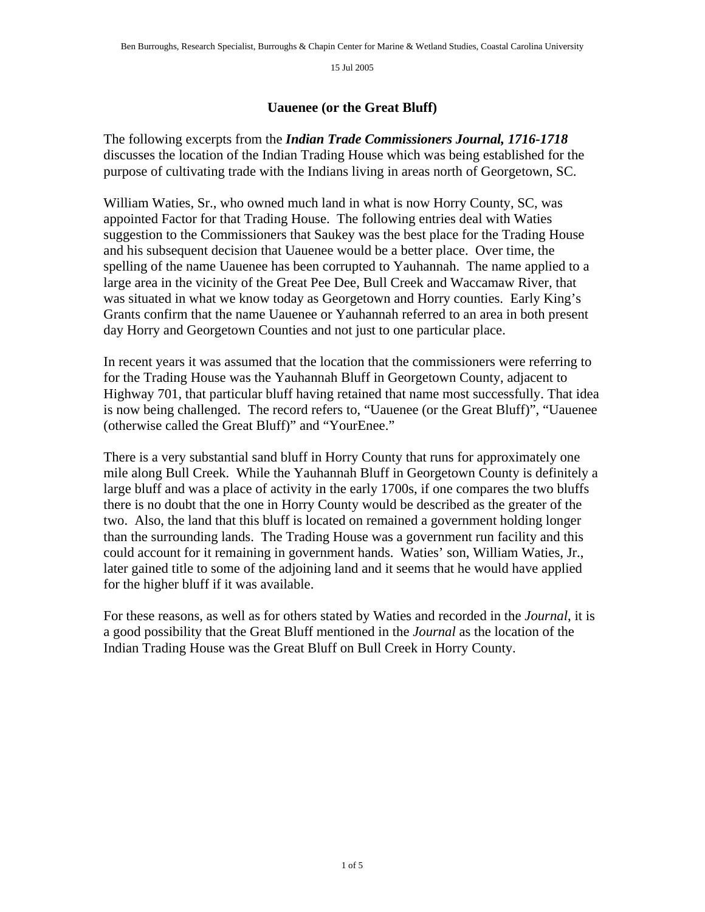Ben Burroughs, Research Specialist, Burroughs & Chapin Center for Marine & Wetland Studies, Coastal Carolina University

15 Jul 2005

# Uauenee (or the Great Bluff)

The following excerpts from the ***Indian Trade Commissioners Journal, 1716-1718*** discusses the location of the Indian Trading House which was being established for the purpose of cultivating trade with the Indians living in areas north of Georgetown, SC.

William Waties, Sr., who owned much land in what is now Horry County, SC, was appointed Factor for that Trading House. The following entries deal with Waties suggestion to the Commissioners that Saukey was the best place for the Trading House and his subsequent decision that Uauenee would be a better place. Over time, the spelling of the name Uauenee has been corrupted to Yauhannah. The name applied to a large area in the vicinity of the Great Pee Dee, Bull Creek and Waccamaw River, that was situated in what we know today as Georgetown and Horry counties. Early King's Grants confirm that the name Uauenee or Yauhannah referred to an area in both present day Horry and Georgetown Counties and not just to one particular place.

In recent years it was assumed that the location that the commissioners were referring to for the Trading House was the Yauhannah Bluff in Georgetown County, adjacent to Highway 701, that particular bluff having retained that name most successfully. That idea is now being challenged. The record refers to, "Uauenee (or the Great Bluff)", "Uauenee (otherwise called the Great Bluff)" and "YourEnee."

There is a very substantial sand bluff in Horry County that runs for approximately one mile along Bull Creek. While the Yauhannah Bluff in Georgetown County is definitely a large bluff and was a place of activity in the early 1700s, if one compares the two bluffs there is no doubt that the one in Horry County would be described as the greater of the two. Also, the land that this bluff is located on remained a government holding longer than the surrounding lands. The Trading House was a government run facility and this could account for it remaining in government hands. Waties' son, William Waties, Jr., later gained title to some of the adjoining land and it seems that he would have applied for the higher bluff if it was available.

For these reasons, as well as for others stated by Waties and recorded in the *Journal*, it is a good possibility that the Great Bluff mentioned in the *Journal* as the location of the Indian Trading House was the Great Bluff on Bull Creek in Horry County.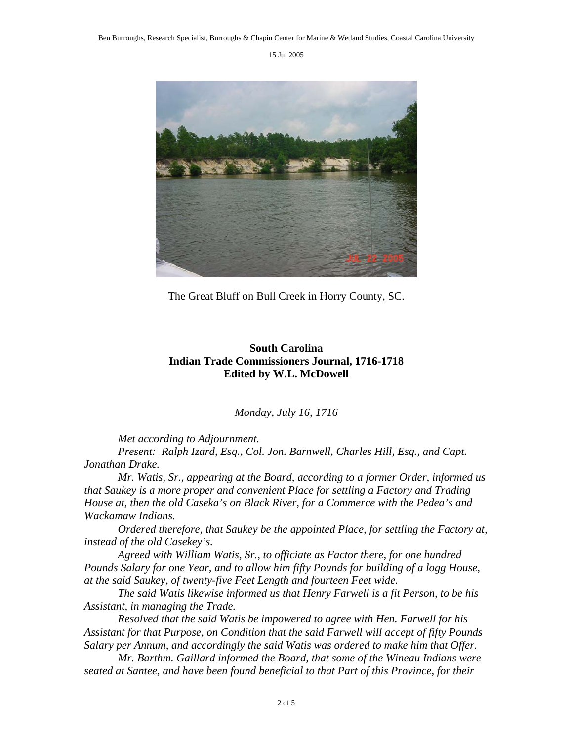The Great Bluff on Bull Creek in Horry County, SC.

**South Carolina**
**Indian Trade Commissioners Journal, 1716-1718**
**Edited by W.L. McDowell**

*Monday, July 16, 1716*

*Met according to Adjournment.*

*Present: Ralph Izard, Esq., Col. Jon. Barnwell, Charles Hill, Esq., and Capt. Jonathan Drake.*

*Mr. Watis, Sr., appearing at the Board, according to a former Order, informed us that Saukey is a more proper and convenient Place for settling a Factory and Trading House at, then the old Caseka's on Black River, for a Commerce with the Pedea's and Wackamaw Indians.*

*Ordered therefore, that Saukey be the appointed Place, for settling the Factory at, instead of the old Casekey's.*

*Agreed with William Watis, Sr., to officiate as Factor there, for one hundred Pounds Salary for one Year, and to allow him fifty Pounds for building of a logg House, at the said Saukey, of twenty-five Feet Length and fourteen Feet wide.*

*The said Watis likewise informed us that Henry Farwell is a fit Person, to be his Assistant, in managing the Trade.*

*Resolved that the said Watis be impowered to agree with Hen. Farwell for his Assistant for that Purpose, on Condition that the said Farwell will accept of fifty Pounds Salary per Annum, and accordingly the said Watis was ordered to make him that Offer.*

*Mr. Barthm. Gaillard informed the Board, that some of the Wineau Indians were seated at Santee, and have been found beneficial to that Part of this Province, for their*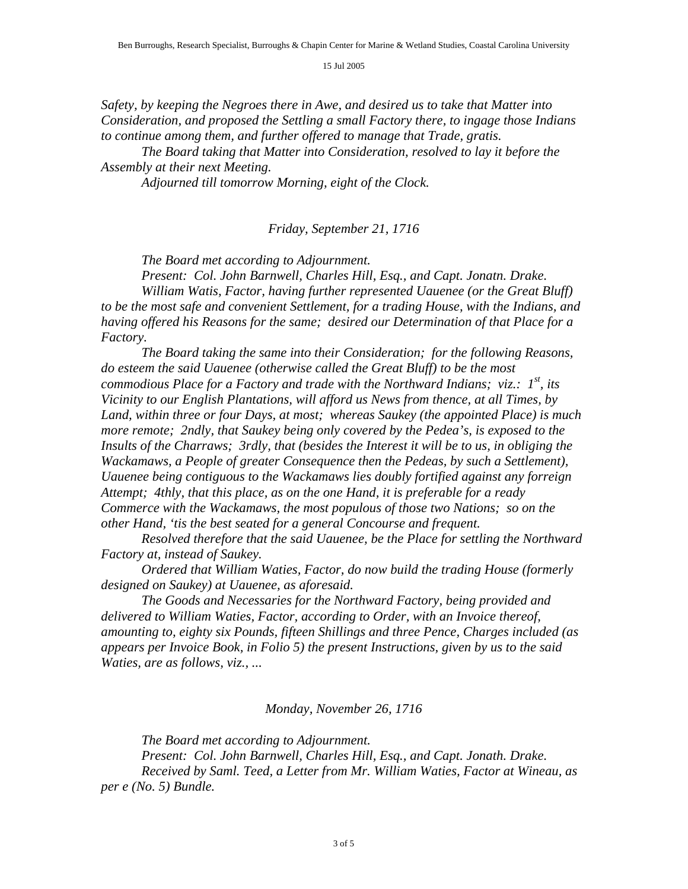*Safety, by keeping the Negroes there in Awe, and desired us to take that Matter into Consideration, and proposed the Settling a small Factory there, to ingage those Indians to continue among them, and further offered to manage that Trade, gratis.*

*The Board taking that Matter into Consideration, resolved to lay it before the Assembly at their next Meeting.*

*Adjourned till tomorrow Morning, eight of the Clock.*

*Friday, September 21, 1716*

*The Board met according to Adjournment.*

*Present: Col. John Barnwell, Charles Hill, Esq., and Capt. Jonatn. Drake.*

*William Watis, Factor, having further represented Uauenee (or the Great Bluff) to be the most safe and convenient Settlement, for a trading House, with the Indians, and having offered his Reasons for the same; desired our Determination of that Place for a Factory.*

*The Board taking the same into their Consideration; for the following Reasons, do esteem the said Uauenee (otherwise called the Great Bluff) to be the most commodious Place for a Factory and trade with the Northward Indians; viz.: 1st, its Vicinity to our English Plantations, will afford us News from thence, at all Times, by Land, within three or four Days, at most; whereas Saukey (the appointed Place) is much more remote; 2ndly, that Saukey being only covered by the Pedea's, is exposed to the Insults of the Charraws; 3rdly, that (besides the Interest it will be to us, in obliging the Wackamaws, a People of greater Consequence then the Pedeas, by such a Settlement), Uauenee being contiguous to the Wackamaws lies doubly fortified against any forreign Attempt; 4thly, that this place, as on the one Hand, it is preferable for a ready Commerce with the Wackamaws, the most populous of those two Nations; so on the other Hand, 'tis the best seated for a general Concourse and frequent.*

*Resolved therefore that the said Uauenee, be the Place for settling the Northward Factory at, instead of Saukey.*

*Ordered that William Waties, Factor, do now build the trading House (formerly designed on Saukey) at Uauenee, as aforesaid.*

*The Goods and Necessaries for the Northward Factory, being provided and delivered to William Waties, Factor, according to Order, with an Invoice thereof, amounting to, eighty six Pounds, fifteen Shillings and three Pence, Charges included (as appears per Invoice Book, in Folio 5) the present Instructions, given by us to the said Waties, are as follows, viz., ...*

*Monday, November 26, 1716*

*The Board met according to Adjournment.*

*Present: Col. John Barnwell, Charles Hill, Esq., and Capt. Jonath. Drake.*

*Received by Saml. Teed, a Letter from Mr. William Waties, Factor at Wineau, as per e (No. 5) Bundle.*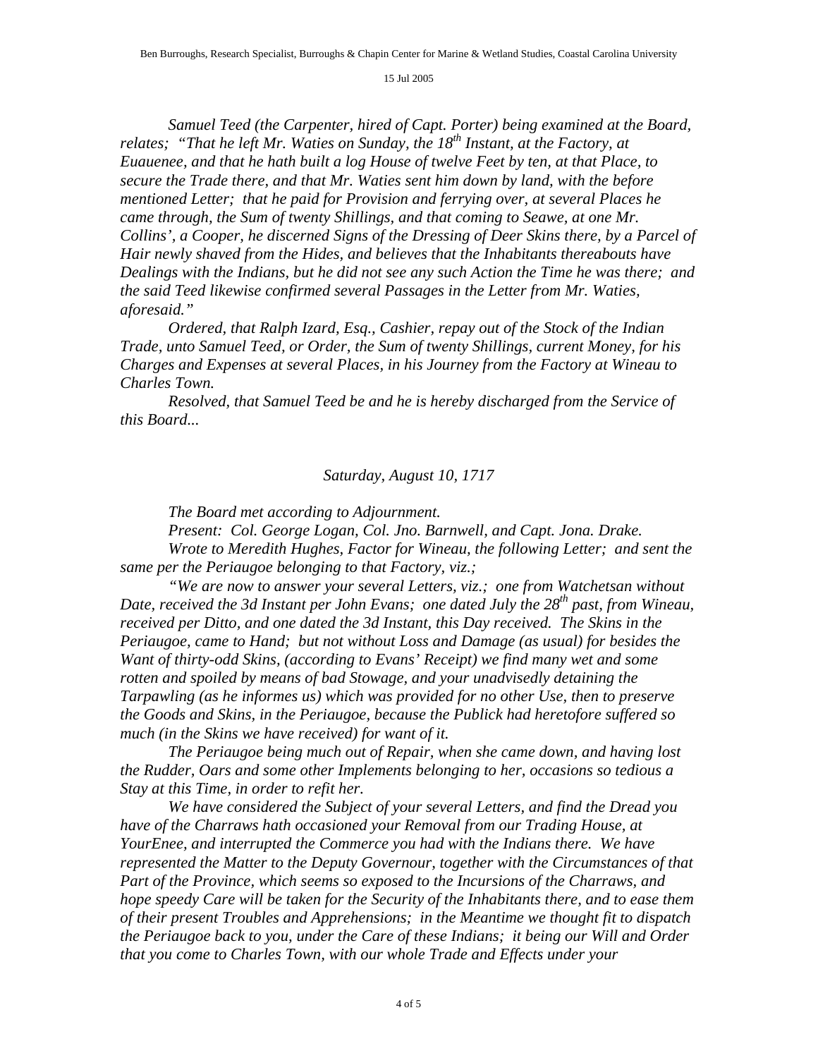*Samuel Teed (the Carpenter, hired of Capt. Porter) being examined at the Board, relates; "That he left Mr. Waties on Sunday, the 18th Instant, at the Factory, at Euauenee, and that he hath built a log House of twelve Feet by ten, at that Place, to secure the Trade there, and that Mr. Waties sent him down by land, with the before mentioned Letter; that he paid for Provision and ferrying over, at several Places he came through, the Sum of twenty Shillings, and that coming to Seawe, at one Mr. Collins', a Cooper, he discerned Signs of the Dressing of Deer Skins there, by a Parcel of Hair newly shaved from the Hides, and believes that the Inhabitants thereabouts have Dealings with the Indians, but he did not see any such Action the Time he was there; and the said Teed likewise confirmed several Passages in the Letter from Mr. Waties, aforesaid."*

*Ordered, that Ralph Izard, Esq., Cashier, repay out of the Stock of the Indian Trade, unto Samuel Teed, or Order, the Sum of twenty Shillings, current Money, for his Charges and Expenses at several Places, in his Journey from the Factory at Wineau to Charles Town.*

*Resolved, that Samuel Teed be and he is hereby discharged from the Service of this Board...*

*Saturday, August 10, 1717*

*The Board met according to Adjournment.*

*Present: Col. George Logan, Col. Jno. Barnwell, and Capt. Jona. Drake.*

*Wrote to Meredith Hughes, Factor for Wineau, the following Letter; and sent the same per the Periaugoe belonging to that Factory, viz.;*

*"We are now to answer your several Letters, viz.; one from Watchetsan without Date, received the 3d Instant per John Evans; one dated July the 28th past, from Wineau, received per Ditto, and one dated the 3d Instant, this Day received. The Skins in the Periaugoe, came to Hand; but not without Loss and Damage (as usual) for besides the Want of thirty-odd Skins, (according to Evans' Receipt) we find many wet and some rotten and spoiled by means of bad Stowage, and your unadvisedly detaining the Tarpawling (as he informes us) which was provided for no other Use, then to preserve the Goods and Skins, in the Periaugoe, because the Publick had heretofore suffered so much (in the Skins we have received) for want of it.*

*The Periaugoe being much out of Repair, when she came down, and having lost the Rudder, Oars and some other Implements belonging to her, occasions so tedious a Stay at this Time, in order to refit her.*

*We have considered the Subject of your several Letters, and find the Dread you have of the Charraws hath occasioned your Removal from our Trading House, at YourEnee, and interrupted the Commerce you had with the Indians there. We have represented the Matter to the Deputy Governour, together with the Circumstances of that Part of the Province, which seems so exposed to the Incursions of the Charraws, and hope speedy Care will be taken for the Security of the Inhabitants there, and to ease them of their present Troubles and Apprehensions; in the Meantime we thought fit to dispatch the Periaugoe back to you, under the Care of these Indians; it being our Will and Order that you come to Charles Town, with our whole Trade and Effects under your*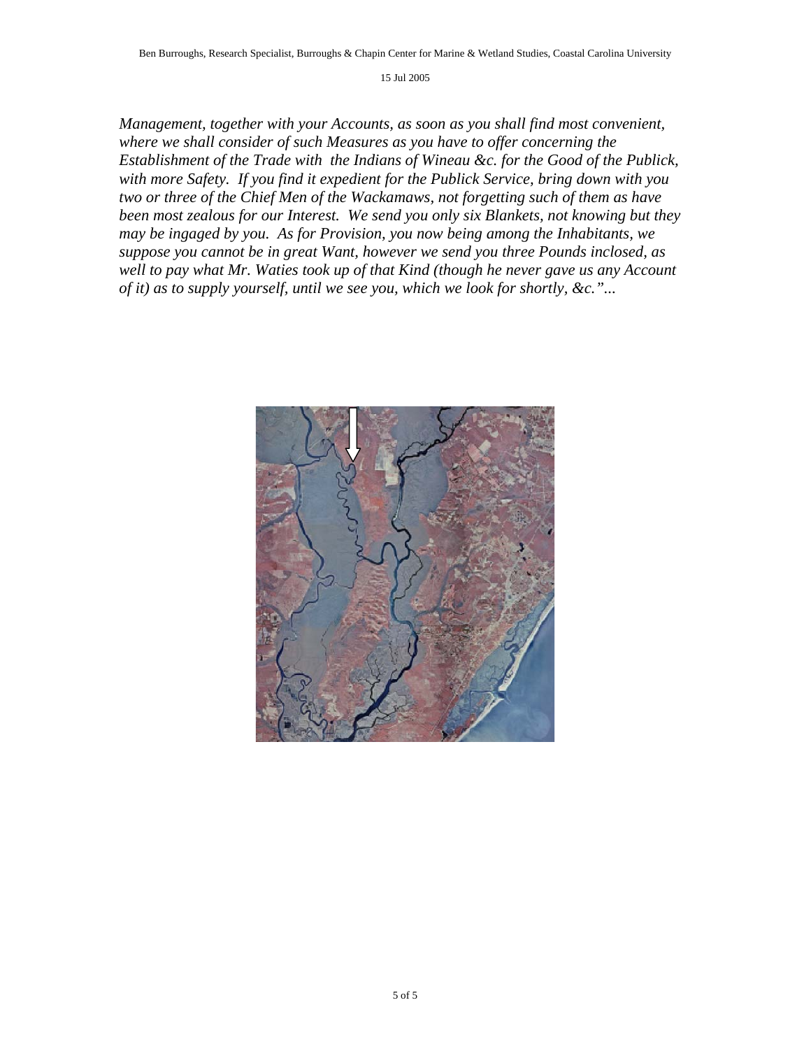*Management, together with your Accounts, as soon as you shall find most convenient, where we shall consider of such Measures as you have to offer concerning the Establishment of the Trade with the Indians of Wineau &c. for the Good of the Publick, with more Safety. If you find it expedient for the Publick Service, bring down with you two or three of the Chief Men of the Wackamaws, not forgetting such of them as have been most zealous for our Interest. We send you only six Blankets, not knowing but they may be ingaged by you. As for Provision, you now being among the Inhabitants, we suppose you cannot be in great Want, however we send you three Pounds inclosed, as well to pay what Mr. Waties took up of that Kind (though he never gave us any Account of it) as to supply yourself, until we see you, which we look for shortly, &c."...*